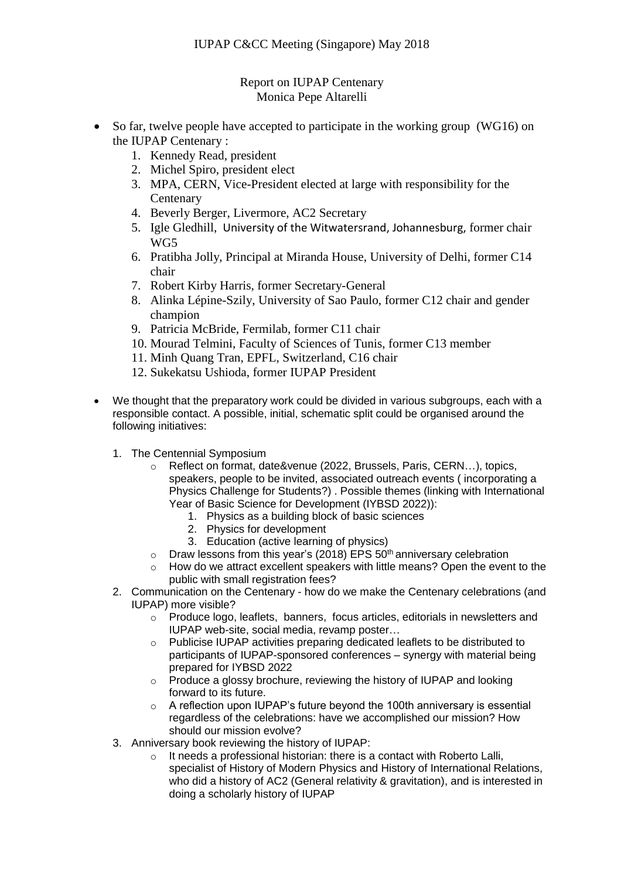# IUPAP C&CC Meeting (Singapore) May 2018

## Report on IUPAP Centenary
Monica Pepe Altarelli

- So far, twelve people have accepted to participate in the working group (WG16) on the IUPAP Centenary :
  1. Kennedy Read, president
  2. Michel Spiro, president elect
  3. MPA, CERN, Vice-President elected at large with responsibility for the Centenary
  4. Beverly Berger, Livermore, AC2 Secretary
  5. Igle Gledhill, University of the Witwatersrand, Johannesburg, former chair WG5
  6. Pratibha Jolly, Principal at Miranda House, University of Delhi, former C14 chair
  7. Robert Kirby Harris, former Secretary-General
  8. Alinka Lépine-Szily, University of Sao Paulo, former C12 chair and gender champion
  9. Patricia McBride, Fermilab, former C11 chair
  10. Mourad Telmini, Faculty of Sciences of Tunis, former C13 member
  11. Minh Quang Tran, EPFL, Switzerland, C16 chair
  12. Sukekatsu Ushioda, former IUPAP President

- We thought that the preparatory work could be divided in various subgroups, each with a responsible contact. A possible, initial, schematic split could be organised around the following initiatives:

  1. The Centennial Symposium
     - Reflect on format, date&venue (2022, Brussels, Paris, CERN…), topics, speakers, people to be invited, associated outreach events ( incorporating a Physics Challenge for Students?) . Possible themes (linking with International Year of Basic Science for Development (IYBSD 2022)):
       1. Physics as a building block of basic sciences
       2. Physics for development
       3. Education (active learning of physics)
     - Draw lessons from this year's (2018) EPS 50th anniversary celebration
     - How do we attract excellent speakers with little means? Open the event to the public with small registration fees?
  2. Communication on the Centenary - how do we make the Centenary celebrations (and IUPAP) more visible?
     - Produce logo, leaflets, banners, focus articles, editorials in newsletters and IUPAP web-site, social media, revamp poster…
     - Publicise IUPAP activities preparing dedicated leaflets to be distributed to participants of IUPAP-sponsored conferences – synergy with material being prepared for IYBSD 2022
     - Produce a glossy brochure, reviewing the history of IUPAP and looking forward to its future.
     - A reflection upon IUPAP's future beyond the 100th anniversary is essential regardless of the celebrations: have we accomplished our mission? How should our mission evolve?
  3. Anniversary book reviewing the history of IUPAP:
     - It needs a professional historian: there is a contact with Roberto Lalli, specialist of History of Modern Physics and History of International Relations, who did a history of AC2 (General relativity & gravitation), and is interested in doing a scholarly history of IUPAP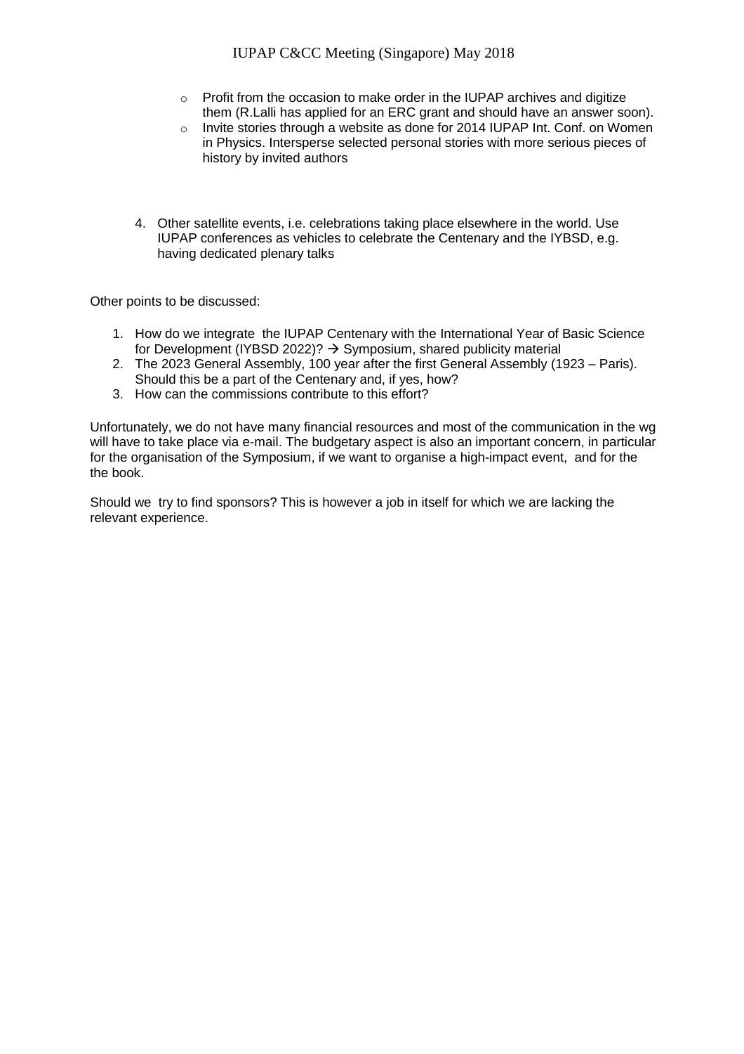- Profit from the occasion to make order in the IUPAP archives and digitize them (R.Lalli has applied for an ERC grant and should have an answer soon).
- Invite stories through a website as done for 2014 IUPAP Int. Conf. on Women in Physics. Intersperse selected personal stories with more serious pieces of history by invited authors

4. Other satellite events, i.e. celebrations taking place elsewhere in the world. Use IUPAP conferences as vehicles to celebrate the Centenary and the IYBSD, e.g. having dedicated plenary talks

Other points to be discussed:

1. How do we integrate  the IUPAP Centenary with the International Year of Basic Science for Development (IYBSD 2022)? → Symposium, shared publicity material
2. The 2023 General Assembly, 100 year after the first General Assembly (1923 – Paris). Should this be a part of the Centenary and, if yes, how?
3. How can the commissions contribute to this effort?

Unfortunately, we do not have many financial resources and most of the communication in the wg will have to take place via e-mail. The budgetary aspect is also an important concern, in particular for the organisation of the Symposium, if we want to organise a high-impact event,  and for the the book.

Should we  try to find sponsors? This is however a job in itself for which we are lacking the relevant experience.